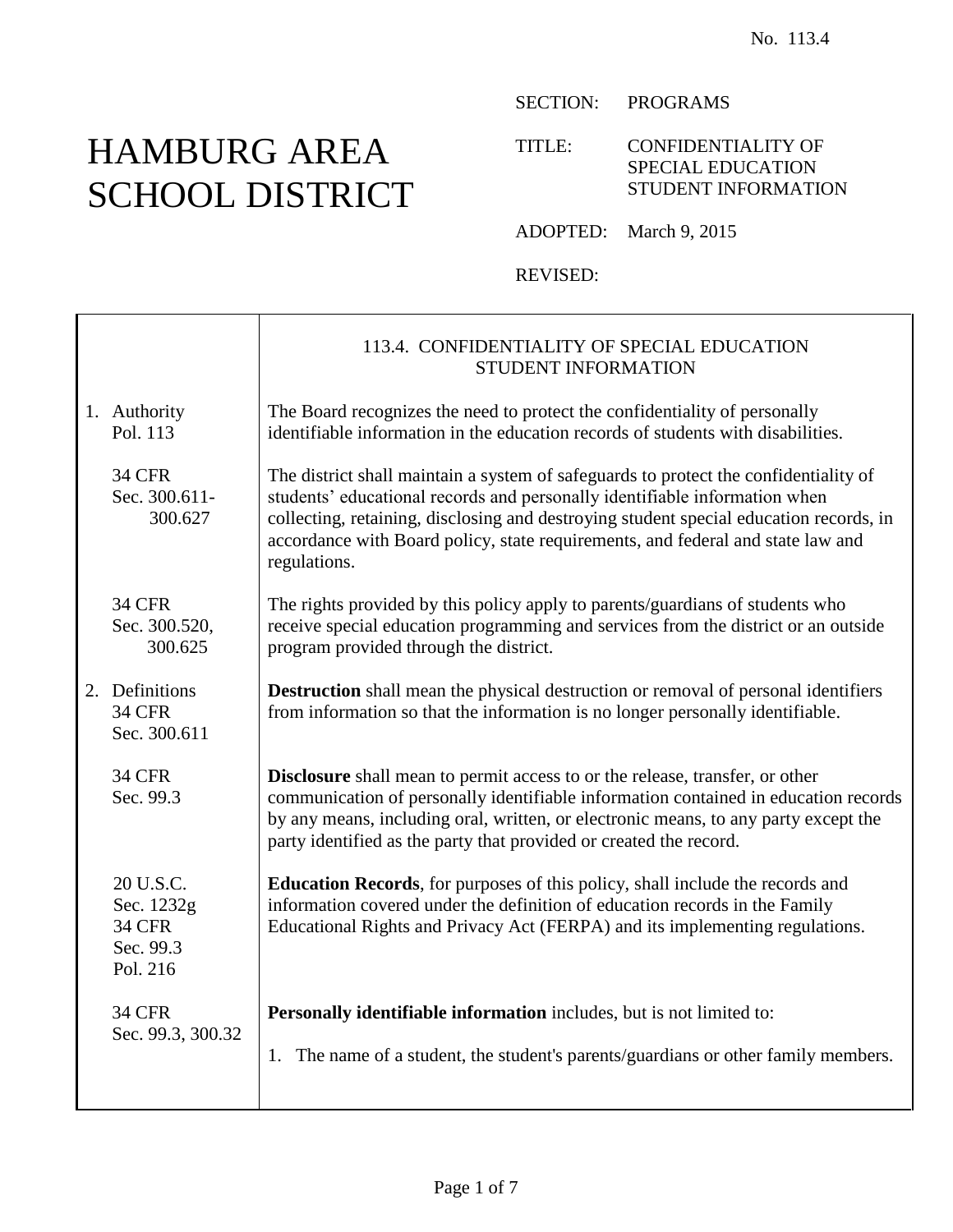No. 113.4

# HAMBURG AREA SCHOOL DISTRICT

SECTION: PROGRAMS

TITLE: CONFIDENTIALITY OF SPECIAL EDUCATION STUDENT INFORMATION

ADOPTED: March 9, 2015

REVISED:

## 113.4. CONFIDENTIALITY OF SPECIAL EDUCATION STUDENT INFORMATION

### 1. Authority

Pol. 113

The Board recognizes the need to protect the confidentiality of personally identifiable information in the education records of students with disabilities.

34 CFR Sec. 300.611-300.627

The district shall maintain a system of safeguards to protect the confidentiality of students' educational records and personally identifiable information when collecting, retaining, disclosing and destroying student special education records, in accordance with Board policy, state requirements, and federal and state law and regulations.

34 CFR Sec. 300.520, 300.625

The rights provided by this policy apply to parents/guardians of students who receive special education programming and services from the district or an outside program provided through the district.

### 2. Definitions

34 CFR Sec. 300.611

**Destruction** shall mean the physical destruction or removal of personal identifiers from information so that the information is no longer personally identifiable.

34 CFR Sec. 99.3

**Disclosure** shall mean to permit access to or the release, transfer, or other communication of personally identifiable information contained in education records by any means, including oral, written, or electronic means, to any party except the party identified as the party that provided or created the record.

20 U.S.C. Sec. 1232g
34 CFR Sec. 99.3
Pol. 216

**Education Records**, for purposes of this policy, shall include the records and information covered under the definition of education records in the Family Educational Rights and Privacy Act (FERPA) and its implementing regulations.

34 CFR Sec. 99.3, 300.32

**Personally identifiable information** includes, but is not limited to:

1. The name of a student, the student's parents/guardians or other family members.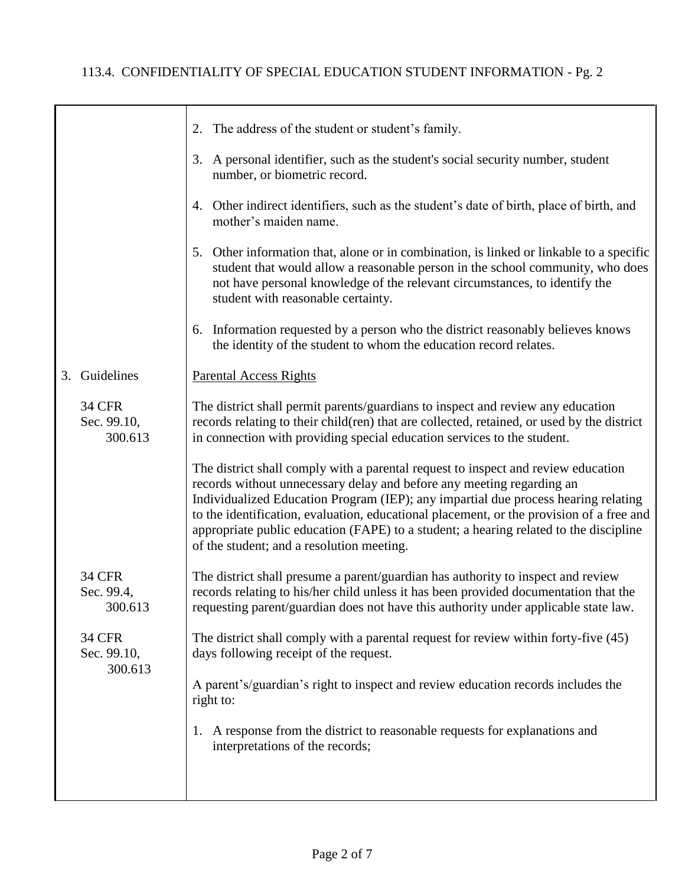2. The address of the student or student's family.

3. A personal identifier, such as the student's social security number, student number, or biometric record.

4. Other indirect identifiers, such as the student's date of birth, place of birth, and mother's maiden name.

5. Other information that, alone or in combination, is linked or linkable to a specific student that would allow a reasonable person in the school community, who does not have personal knowledge of the relevant circumstances, to identify the student with reasonable certainty.

6. Information requested by a person who the district reasonably believes knows the identity of the student to whom the education record relates.

## 3. Guidelines

<u>Parental Access Rights</u>

34 CFR Sec. 99.10, 300.613

The district shall permit parents/guardians to inspect and review any education records relating to their child(ren) that are collected, retained, or used by the district in connection with providing special education services to the student.

The district shall comply with a parental request to inspect and review education records without unnecessary delay and before any meeting regarding an Individualized Education Program (IEP); any impartial due process hearing relating to the identification, evaluation, educational placement, or the provision of a free and appropriate public education (FAPE) to a student; a hearing related to the discipline of the student; and a resolution meeting.

34 CFR Sec. 99.4, 300.613

The district shall presume a parent/guardian has authority to inspect and review records relating to his/her child unless it has been provided documentation that the requesting parent/guardian does not have this authority under applicable state law.

34 CFR Sec. 99.10, 300.613

The district shall comply with a parental request for review within forty-five (45) days following receipt of the request.

A parent's/guardian's right to inspect and review education records includes the right to:

1. A response from the district to reasonable requests for explanations and interpretations of the records;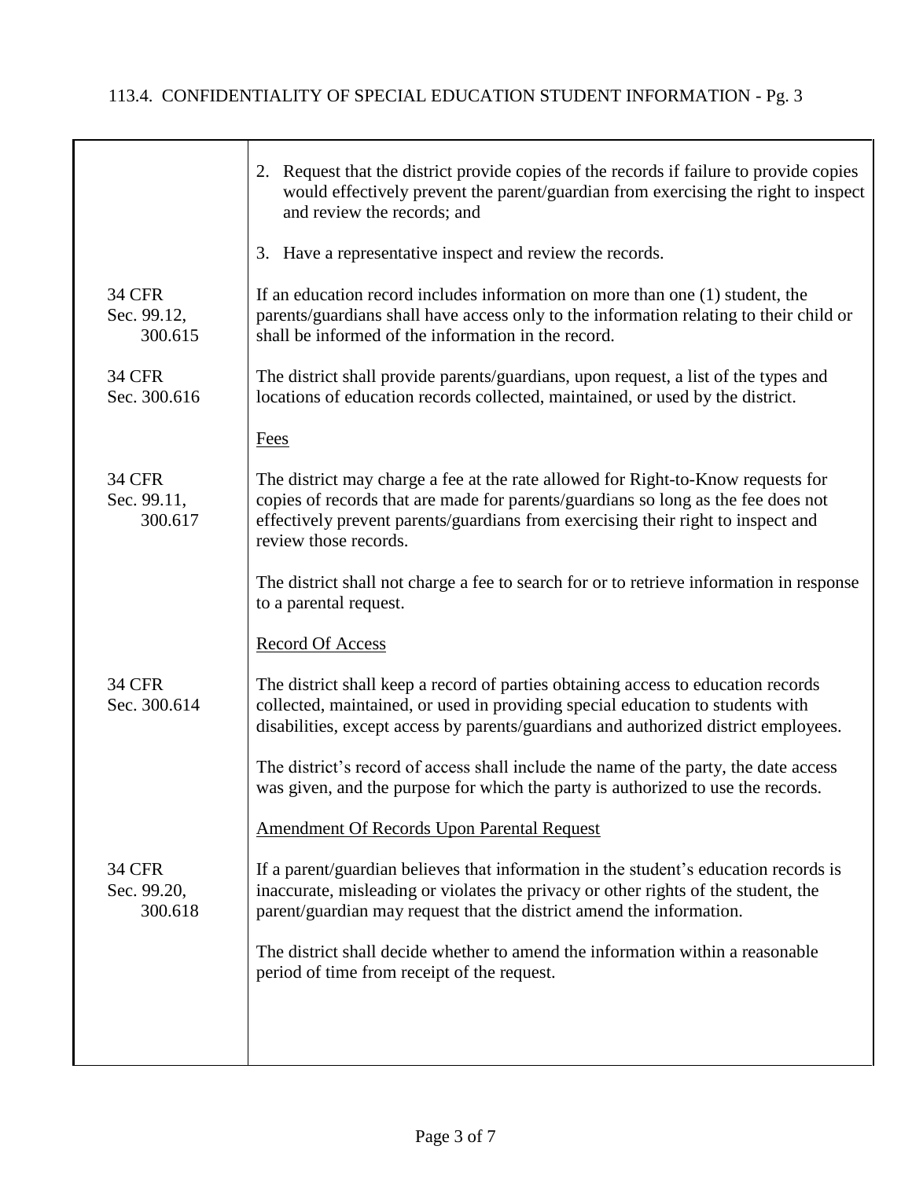2. Request that the district provide copies of the records if failure to provide copies would effectively prevent the parent/guardian from exercising the right to inspect and review the records; and

3. Have a representative inspect and review the records.

34 CFR Sec. 99.12, 300.615

If an education record includes information on more than one (1) student, the parents/guardians shall have access only to the information relating to their child or shall be informed of the information in the record.

34 CFR Sec. 300.616

The district shall provide parents/guardians, upon request, a list of the types and locations of education records collected, maintained, or used by the district.

Fees

34 CFR Sec. 99.11, 300.617

The district may charge a fee at the rate allowed for Right-to-Know requests for copies of records that are made for parents/guardians so long as the fee does not effectively prevent parents/guardians from exercising their right to inspect and review those records.

The district shall not charge a fee to search for or to retrieve information in response to a parental request.

Record Of Access

34 CFR Sec. 300.614

The district shall keep a record of parties obtaining access to education records collected, maintained, or used in providing special education to students with disabilities, except access by parents/guardians and authorized district employees.

The district's record of access shall include the name of the party, the date access was given, and the purpose for which the party is authorized to use the records.

Amendment Of Records Upon Parental Request

34 CFR Sec. 99.20, 300.618

If a parent/guardian believes that information in the student's education records is inaccurate, misleading or violates the privacy or other rights of the student, the parent/guardian may request that the district amend the information.

The district shall decide whether to amend the information within a reasonable period of time from receipt of the request.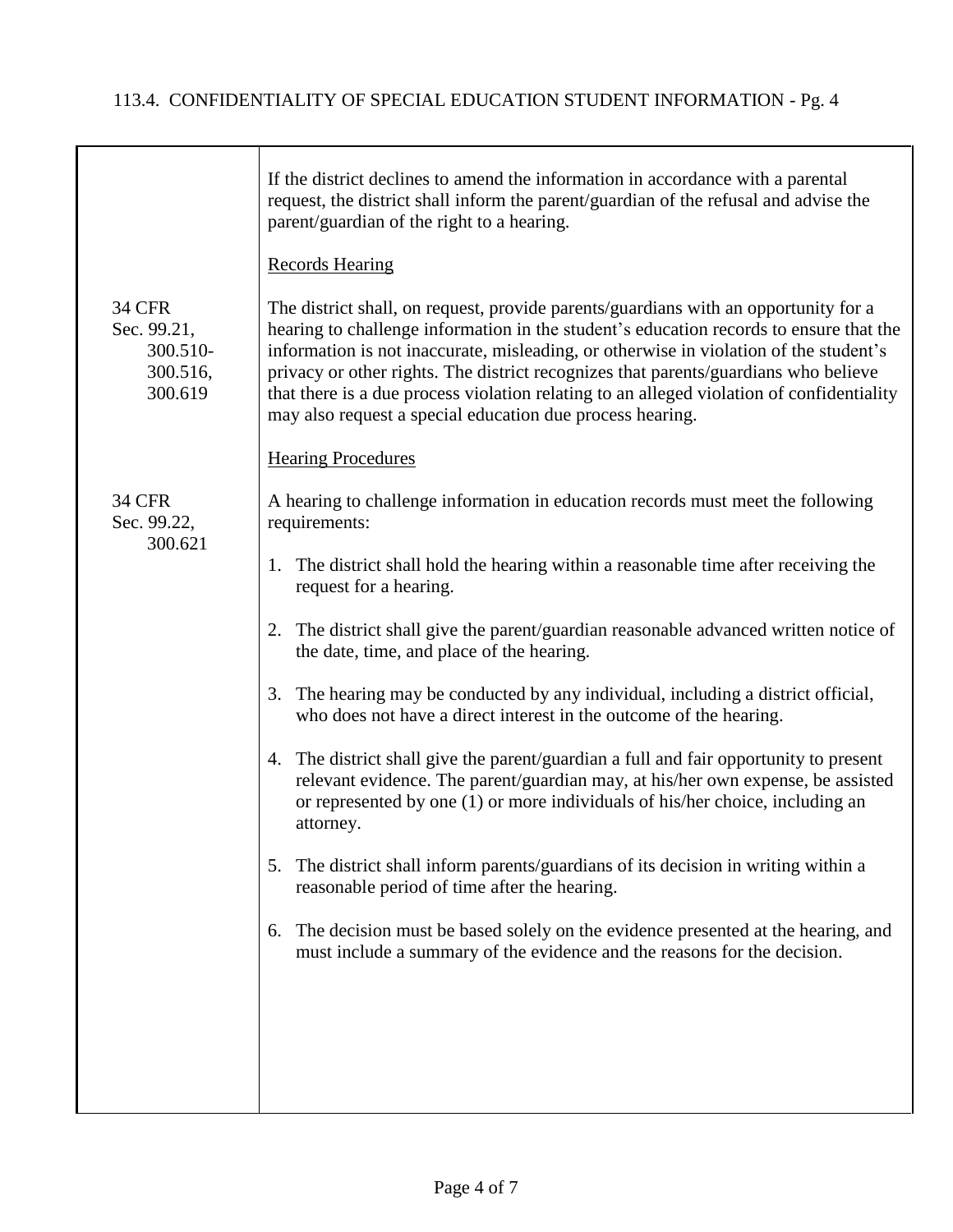If the district declines to amend the information in accordance with a parental request, the district shall inform the parent/guardian of the refusal and advise the parent/guardian of the right to a hearing.

<u>Records Hearing</u>

34 CFR Sec. 99.21, 300.510-300.516, 300.619

The district shall, on request, provide parents/guardians with an opportunity for a hearing to challenge information in the student's education records to ensure that the information is not inaccurate, misleading, or otherwise in violation of the student's privacy or other rights. The district recognizes that parents/guardians who believe that there is a due process violation relating to an alleged violation of confidentiality may also request a special education due process hearing.

<u>Hearing Procedures</u>

34 CFR Sec. 99.22, 300.621

A hearing to challenge information in education records must meet the following requirements:

1. The district shall hold the hearing within a reasonable time after receiving the request for a hearing.

2. The district shall give the parent/guardian reasonable advanced written notice of the date, time, and place of the hearing.

3. The hearing may be conducted by any individual, including a district official, who does not have a direct interest in the outcome of the hearing.

4. The district shall give the parent/guardian a full and fair opportunity to present relevant evidence. The parent/guardian may, at his/her own expense, be assisted or represented by one (1) or more individuals of his/her choice, including an attorney.

5. The district shall inform parents/guardians of its decision in writing within a reasonable period of time after the hearing.

6. The decision must be based solely on the evidence presented at the hearing, and must include a summary of the evidence and the reasons for the decision.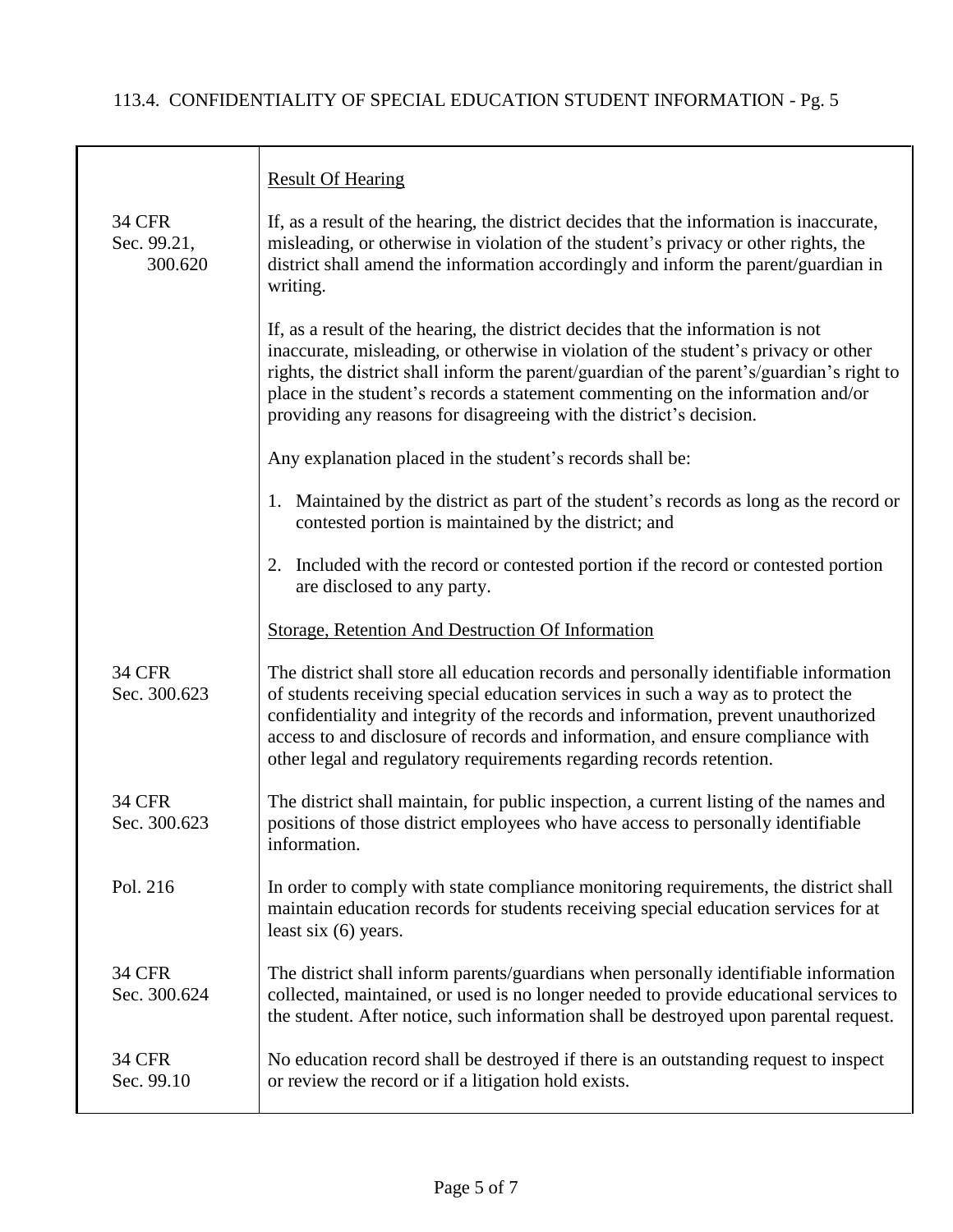| | |
|---|---|
| | Result Of Hearing |
| 34 CFR Sec. 99.21, 300.620 | If, as a result of the hearing, the district decides that the information is inaccurate, misleading, or otherwise in violation of the student's privacy or other rights, the district shall amend the information accordingly and inform the parent/guardian in writing. |
| | If, as a result of the hearing, the district decides that the information is not inaccurate, misleading, or otherwise in violation of the student's privacy or other rights, the district shall inform the parent/guardian of the parent's/guardian's right to place in the student's records a statement commenting on the information and/or providing any reasons for disagreeing with the district's decision. |
| | Any explanation placed in the student's records shall be: |
| | 1. Maintained by the district as part of the student's records as long as the record or contested portion is maintained by the district; and |
| | 2. Included with the record or contested portion if the record or contested portion are disclosed to any party. |
| | Storage, Retention And Destruction Of Information |
| 34 CFR Sec. 300.623 | The district shall store all education records and personally identifiable information of students receiving special education services in such a way as to protect the confidentiality and integrity of the records and information, prevent unauthorized access to and disclosure of records and information, and ensure compliance with other legal and regulatory requirements regarding records retention. |
| 34 CFR Sec. 300.623 | The district shall maintain, for public inspection, a current listing of the names and positions of those district employees who have access to personally identifiable information. |
| Pol. 216 | In order to comply with state compliance monitoring requirements, the district shall maintain education records for students receiving special education services for at least six (6) years. |
| 34 CFR Sec. 300.624 | The district shall inform parents/guardians when personally identifiable information collected, maintained, or used is no longer needed to provide educational services to the student. After notice, such information shall be destroyed upon parental request. |
| 34 CFR Sec. 99.10 | No education record shall be destroyed if there is an outstanding request to inspect or review the record or if a litigation hold exists. |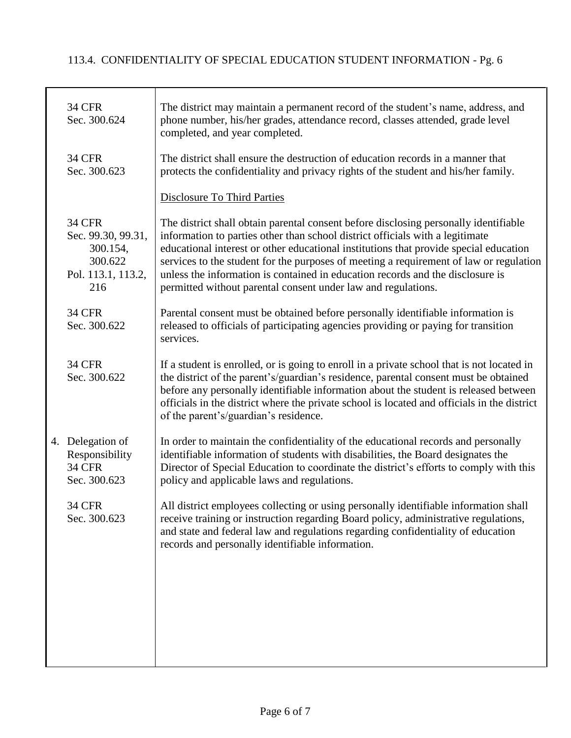| | |
|---|---|
| 34 CFR Sec. 300.624 | The district may maintain a permanent record of the student's name, address, and phone number, his/her grades, attendance record, classes attended, grade level completed, and year completed. |
| 34 CFR Sec. 300.623 | The district shall ensure the destruction of education records in a manner that protects the confidentiality and privacy rights of the student and his/her family. |
| | <u>Disclosure To Third Parties</u> |
| 34 CFR Sec. 99.30, 99.31, 300.154, 300.622 Pol. 113.1, 113.2, 216 | The district shall obtain parental consent before disclosing personally identifiable information to parties other than school district officials with a legitimate educational interest or other educational institutions that provide special education services to the student for the purposes of meeting a requirement of law or regulation unless the information is contained in education records and the disclosure is permitted without parental consent under law and regulations. |
| 34 CFR Sec. 300.622 | Parental consent must be obtained before personally identifiable information is released to officials of participating agencies providing or paying for transition services. |
| 34 CFR Sec. 300.622 | If a student is enrolled, or is going to enroll in a private school that is not located in the district of the parent's/guardian's residence, parental consent must be obtained before any personally identifiable information about the student is released between officials in the district where the private school is located and officials in the district of the parent's/guardian's residence. |
| 4. Delegation of Responsibility 34 CFR Sec. 300.623 | In order to maintain the confidentiality of the educational records and personally identifiable information of students with disabilities, the Board designates the Director of Special Education to coordinate the district's efforts to comply with this policy and applicable laws and regulations. |
| 34 CFR Sec. 300.623 | All district employees collecting or using personally identifiable information shall receive training or instruction regarding Board policy, administrative regulations, and state and federal law and regulations regarding confidentiality of education records and personally identifiable information. |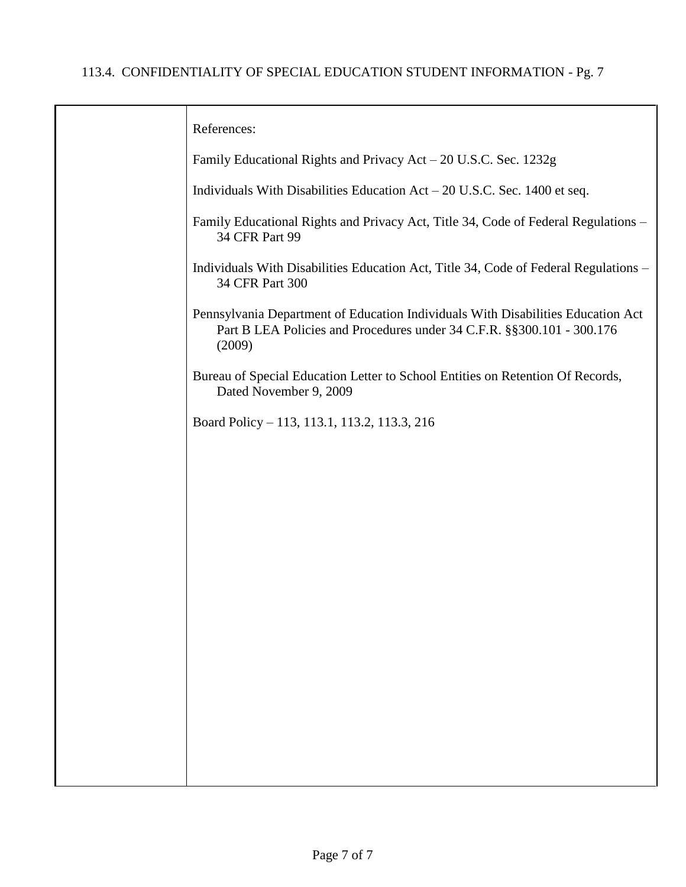References:

Family Educational Rights and Privacy Act – 20 U.S.C. Sec. 1232g

Individuals With Disabilities Education Act – 20 U.S.C. Sec. 1400 et seq.

Family Educational Rights and Privacy Act, Title 34, Code of Federal Regulations – 34 CFR Part 99

Individuals With Disabilities Education Act, Title 34, Code of Federal Regulations – 34 CFR Part 300

Pennsylvania Department of Education Individuals With Disabilities Education Act Part B LEA Policies and Procedures under 34 C.F.R. §§300.101 - 300.176 (2009)

Bureau of Special Education Letter to School Entities on Retention Of Records, Dated November 9, 2009

Board Policy – 113, 113.1, 113.2, 113.3, 216